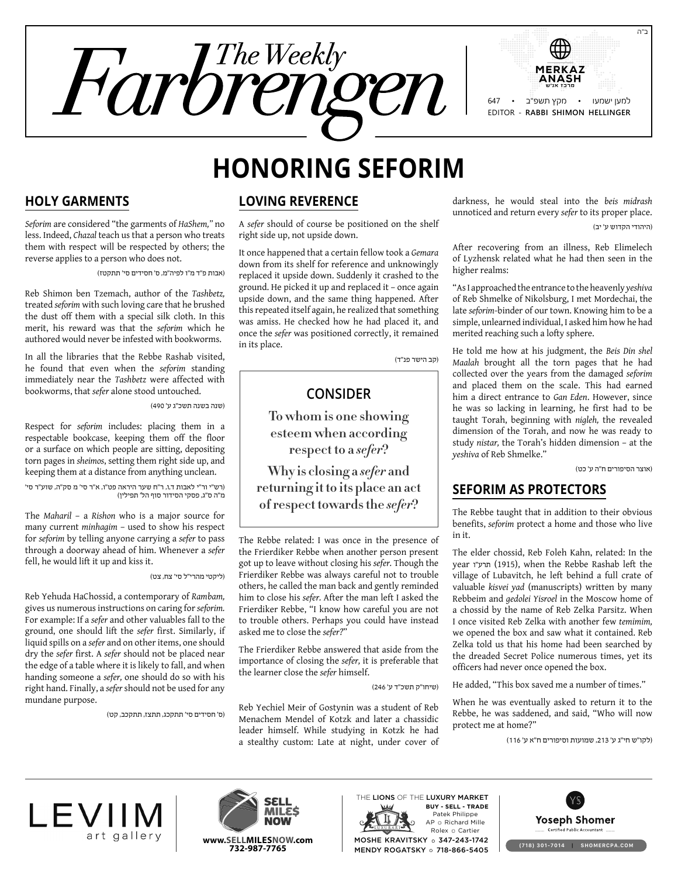ב"ה

# The Weekly Farbrengen

MERKAZ ANASH מרכז אנ"ש

647 • מקץ תשפ"ב • למען ישמעו

EDITOR - RABBI SHIMON HELLINGER

# HONORING SEFORIM

## HOLY GARMENTS

*Seforim* are considered "the garments of *HaShem,"* no less. Indeed, *Chazal* teach us that a person who treats them with respect will be respected by others; the reverse applies to a person who does not.

(אבות פ"ד מ"ו לפיה"מ, ס' חסידים סי' תתקטז)

Reb Shimon ben Tzemach, author of the *Tashbetz,* treated *seforim* with such loving care that he brushed the dust off them with a special silk cloth. In this merit, his reward was that the *seforim* which he authored would never be infested with bookworms.

In all the libraries that the Rebbe Rashab visited, he found that even when the *seforim* standing immediately near the *Tashbetz* were affected with bookworms, that *sefer* alone stood untouched.

(שנה בשנה תשכ"ג ע' 490)

Respect for *seforim* includes: placing them in a respectable bookcase, keeping them off the floor or a surface on which people are sitting, depositing torn pages in *sheimos*, setting them right side up, and keeping them at a distance from anything unclean.

(רש"י ור"י לאבות ד,ו, ר"ח שער היראה פט"ו, א"ר סי' מ סק"ה, שוע"ר סי' מ"ה ס"ג, פסקי הסידור סוף הל' תפילין)

The *Maharil* – a *Rishon* who is a major source for many current *minhagim* – used to show his respect for *seforim* by telling anyone carrying a *sefer* to pass through a doorway ahead of him. Whenever a *sefer* fell, he would lift it up and kiss it.

(ליקטי מהרי"ל סי' צח, צט)

Reb Yehuda HaChossid, a contemporary of *Rambam,* gives us numerous instructions on caring for *seforim.* For example: If a *sefer* and other valuables fall to the ground, one should lift the *sefer* first. Similarly, if liquid spills on a *sefer* and on other items, one should dry the *sefer* first. A *sefer* should not be placed near the edge of a table where it is likely to fall, and when handing someone a *sefer,* one should do so with his right hand. Finally, a *sefer* should not be used for any mundane purpose.

(ס' חסידים סי' תתקכג, תתצז, תתקכב, קטו)

## LOVING REVERENCE

A *sefer* should of course be positioned on the shelf right side up, not upside down.

It once happened that a certain fellow took a *Gemara* down from its shelf for reference and unknowingly replaced it upside down. Suddenly it crashed to the ground. He picked it up and replaced it – once again upside down, and the same thing happened. After this repeated itself again, he realized that something was amiss. He checked how he had placed it, and once the *sefer* was positioned correctly, it remained in its place.

(קב הישר פנ"ד)

### CONSIDER

**To whom is one showing esteem when according respect to a *sefer*?**

**Why is closing a *sefer* and returning it to its place an act of respect towards the *sefer*?**

The Rebbe related: I was once in the presence of the Frierdiker Rebbe when another person present got up to leave without closing his *sefer.* Though the Frierdiker Rebbe was always careful not to trouble others, he called the man back and gently reminded him to close his *sefer.* After the man left I asked the Frierdiker Rebbe, "I know how careful you are not to trouble others. Perhaps you could have instead asked me to close the *sefer?*"

The Frierdiker Rebbe answered that aside from the importance of closing the *sefer,* it is preferable that the learner close the *sefer* himself.

(שיחו"ק תשכ"ד ע' 246)

Reb Yechiel Meir of Gostynin was a student of Reb Menachem Mendel of Kotzk and later a chassidic leader himself. While studying in Kotzk he had a stealthy custom: Late at night, under cover of darkness, he would steal into the *beis midrash* unnoticed and return every *sefer* to its proper place.

(היהודי הקדוש ע' יב)

After recovering from an illness, Reb Elimelech of Lyzhensk related what he had then seen in the higher realms:

"As I approached the entrance to the heavenly *yeshiva* of Reb Shmelke of Nikolsburg, I met Mordechai, the late *seforim*-binder of our town. Knowing him to be a simple, unlearned individual, I asked him how he had merited reaching such a lofty sphere.

He told me how at his judgment, the *Beis Din shel Maalah* brought all the torn pages that he had collected over the years from the damaged *seforim* and placed them on the scale. This had earned him a direct entrance to *Gan Eden*. However, since he was so lacking in learning, he first had to be taught Torah, beginning with *nigleh,* the revealed dimension of the Torah, and now he was ready to study *nistar,* the Torah's hidden dimension – at the *yeshiva* of Reb Shmelke."

(אוצר הסיפורים ח"ה ע' כט)

## SEFORIM AS PROTECTORS

The Rebbe taught that in addition to their obvious benefits, *seforim* protect a home and those who live in it.

The elder chossid, Reb Foleh Kahn, related: In the year תרע"ו (1915), when the Rebbe Rashab left the village of Lubavitch, he left behind a full crate of valuable *kisvei yad* (manuscripts) written by many Rebbeim and *gedolei Yisroel* in the Moscow home of a chossid by the name of Reb Zelka Parsitz. When I once visited Reb Zelka with another few *temimim,* we opened the box and saw what it contained. Reb Zelka told us that his home had been searched by the dreaded Secret Police numerous times, yet its officers had never once opened the box.

He added, "This box saved me a number of times."

When he was eventually asked to return it to the Rebbe, he was saddened, and said, "Who will now protect me at home?"

(לקו"ש חי"ג ע' 213, שמועות וסיפורים ח"א ע' 116)

---

LEVIIM art gallery

SELL MILES NOW — www.SELLMILESNOW.com 732-987-7765

THE LIONS OF THE LUXURY MARKET — BUY - SELL - TRADE — Patek Philippe, AP ○ Richard Mille, Rolex ○ Cartier — MOSHE KRAVITSKY ○ 347-243-1742 — MENDY ROGATSKY ○ 718-866-5405

Yoseph Shomer — Certified Public Accountant — (718) 301-7014 | SHOMERCPA.COM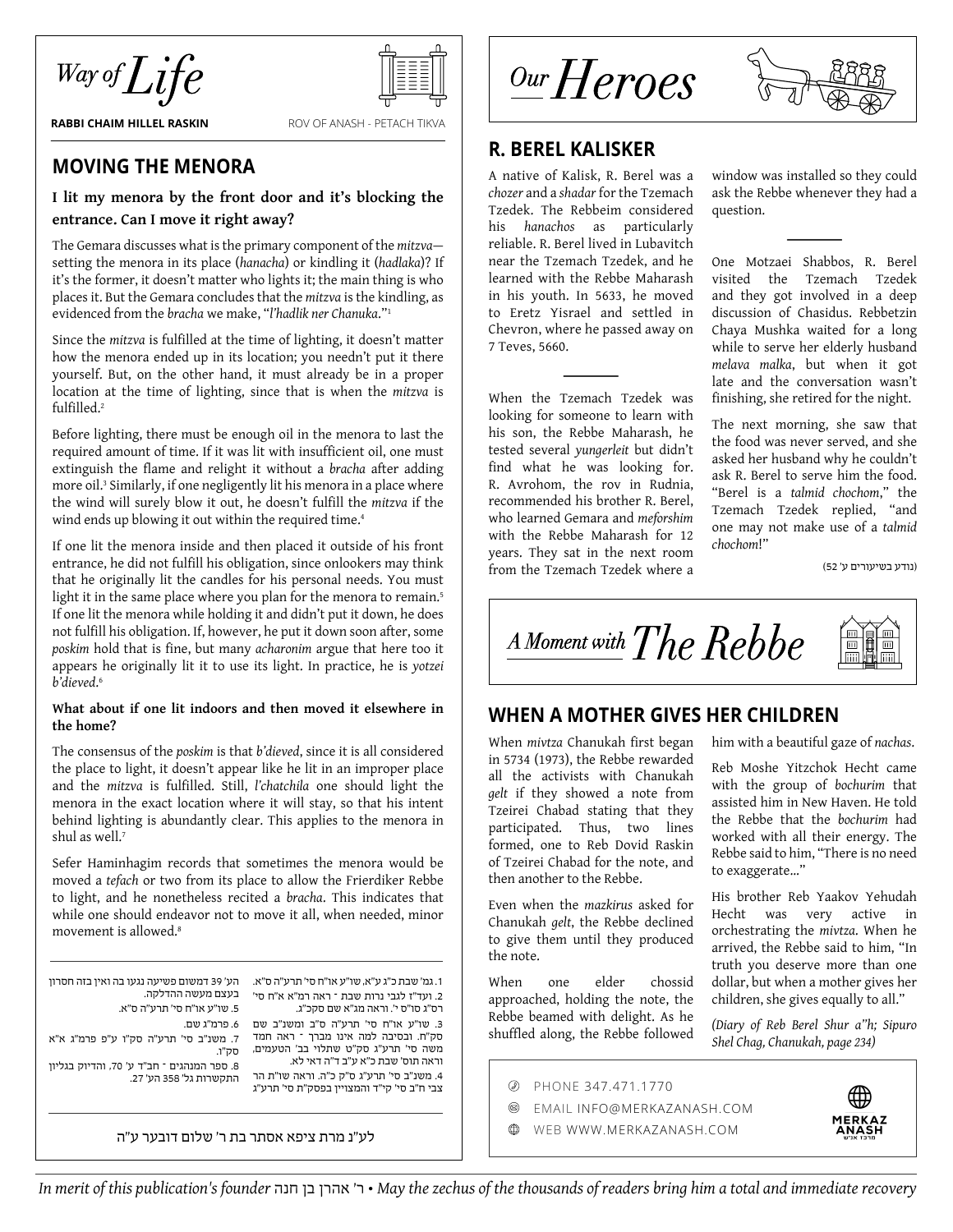# Way of Life

**RABBI CHAIM HILLEL RASKIN** ROV OF ANASH - PETACH TIKVA

## MOVING THE MENORA

**I lit my menora by the front door and it's blocking the entrance. Can I move it right away?**

The Gemara discusses what is the primary component of the *mitzva*—setting the menora in its place (*hanacha*) or kindling it (*hadlaka*)? If it's the former, it doesn't matter who lights it; the main thing is who places it. But the Gemara concludes that the *mitzva* is the kindling, as evidenced from the *bracha* we make, "*l'hadlik ner Chanuka*."[1]

Since the *mitzva* is fulfilled at the time of lighting, it doesn't matter how the menora ended up in its location; you needn't put it there yourself. But, on the other hand, it must already be in a proper location at the time of lighting, since that is when the *mitzva* is fulfilled.[2]

Before lighting, there must be enough oil in the menora to last the required amount of time. If it was lit with insufficient oil, one must extinguish the flame and relight it without a *bracha* after adding more oil.[3] Similarly, if one negligently lit his menora in a place where the wind will surely blow it out, he doesn't fulfill the *mitzva* if the wind ends up blowing it out within the required time.[4]

If one lit the menora inside and then placed it outside of his front entrance, he did not fulfill his obligation, since onlookers may think that he originally lit the candles for his personal needs. You must light it in the same place where you plan for the menora to remain.[5] If one lit the menora while holding it and didn't put it down, he does not fulfill his obligation. If, however, he put it down soon after, some *poskim* hold that is fine, but many *acharonim* argue that here too it appears he originally lit it to use its light. In practice, he is *yotzei b'dieved*.[6]

**What about if one lit indoors and then moved it elsewhere in the home?**

The consensus of the *poskim* is that *b'dieved*, since it is all considered the place to light, it doesn't appear like he lit in an improper place and the *mitzva* is fulfilled. Still, *l'chatchila* one should light the menora in the exact location where it will stay, so that his intent behind lighting is abundantly clear. This applies to the menora in shul as well.[7]

Sefer Haminhagim records that sometimes the menora would be moved a *tefach* or two from its place to allow the Frierdiker Rebbe to light, and he nonetheless recited a *bracha*. This indicates that while one should endeavor not to move it all, when needed, minor movement is allowed.[8]

1. גמ' שבת כ"ג ע"א, שו"ע או"ח סי' תרע"ה ס"א.
2. ועד"ז לגבי נרות שבת - ראה רמ"א או"ח סי' רס"ג סו"ס י'. וראה מג"א שם סקכ"ג.
3. שו"ע או"ח סי' תרע"ה ס"ב ומשנ"ב שם סק"ח. ובסיבה למה אינו מברך - ראה חמד משה סי' תרע"ג סק"ט שתלוי בב' הטעמים, וראה תוס' שבת כ"א ע"ב ד"ה דאי לא.
4. משנ"ב סי' תרע"ג ס"ק כ"ה. וראה שו"ת הר צבי ח"ב סי' קי"ד והמצויין בפסק"ת סי' תרע"ג הע' 39 דמשום פשיעה נגעו בה ואין בזה חסרון בעצם מעשה ההדלקה.
5. שו"ע או"ח סי' תרע"ה ס"א.
6. פרמ"ג שם.
7. משנ"ב סי' תרע"ה סק"ו ע"פ פרמ"ג א"א סק"ו.
8. ספר המנהגים - חב"ד ע' 70, והדיוק בגליון התקשרות גל' 358 הע' 27.

לע"נ מרת ציפא אסתר בת ר' שלום דובער ע"ה

# Our Heroes

## R. BEREL KALISKER

A native of Kalisk, R. Berel was a *chozer* and a *shadar* for the Tzemach Tzedek. The Rebbeim considered his *hanachos* as particularly reliable. R. Berel lived in Lubavitch near the Tzemach Tzedek, and he learned with the Rebbe Maharash in his youth. In 5633, he moved to Eretz Yisrael and settled in Chevron, where he passed away on 7 Teves, 5660.

---

When the Tzemach Tzedek was looking for someone to learn with his son, the Rebbe Maharash, he tested several *yungerleit* but didn't find what he was looking for. R. Avrohom, the rov in Rudnia, recommended his brother R. Berel, who learned Gemara and *meforshim* with the Rebbe Maharash for 12 years. They sat in the next room from the Tzemach Tzedek where a window was installed so they could ask the Rebbe whenever they had a question.

---

One Motzaei Shabbos, R. Berel visited the Tzemach Tzedek and they got involved in a deep discussion of Chasidus. Rebbetzin Chaya Mushka waited for a long while to serve her elderly husband *melava malka*, but when it got late and the conversation wasn't finishing, she retired for the night.

The next morning, she saw that the food was never served, and she asked her husband why he couldn't ask R. Berel to serve him the food. "Berel is a *talmid chochom*," the Tzemach Tzedek replied, "and one may not make use of a *talmid chochom*!"

(נודע בשיעורים ע' 52)

# A Moment with The Rebbe

## WHEN A MOTHER GIVES HER CHILDREN

When *mivtza* Chanukah first began in 5734 (1973), the Rebbe rewarded all the activists with Chanukah *gelt* if they showed a note from Tzeirei Chabad stating that they participated. Thus, two lines formed, one to Reb Dovid Raskin of Tzeirei Chabad for the note, and then another to the Rebbe.

Even when the *mazkirus* asked for Chanukah *gelt*, the Rebbe declined to give them until they produced the note.

When one elder chossid approached, holding the note, the Rebbe beamed with delight. As he shuffled along, the Rebbe followed him with a beautiful gaze of *nachas*.

Reb Moshe Yitzchok Hecht came with the group of *bochurim* that assisted him in New Haven. He told the Rebbe that the *bochurim* had worked with all their energy. The Rebbe said to him, "There is no need to exaggerate..."

His brother Reb Yaakov Yehudah Hecht was very active in orchestrating the *mivtza*. When he arrived, the Rebbe said to him, "In truth you deserve more than one dollar, but when a mother gives her children, she gives equally to all."

*(Diary of Reb Berel Shur a"h; Sipuro Shel Chag, Chanukah, page 234)*

PHONE 347.471.1770
EMAIL INFO@MERKAZANASH.COM
WEB WWW.MERKAZANASH.COM

MERKAZ ANASH

*In merit of this publication's founder* ר' אהרן בן חנה • *May the zechus of the thousands of readers bring him a total and immediate recovery*